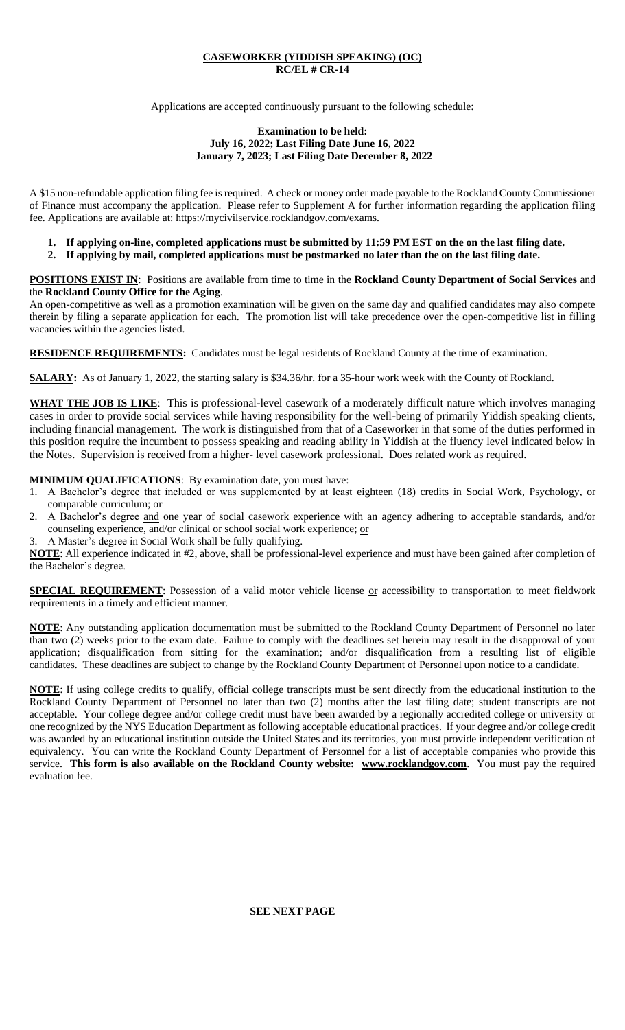# CASEWORKER (YIDDISH SPEAKING) (OC)
**RC/EL # CR-14**

Applications are accepted continuously pursuant to the following schedule:

**Examination to be held:**
**July 16, 2022; Last Filing Date June 16, 2022**
**January 7, 2023; Last Filing Date December 8, 2022**

A $15 non-refundable application filing fee is required. A check or money order made payable to the Rockland County Commissioner of Finance must accompany the application. Please refer to Supplement A for further information regarding the application filing fee. Applications are available at: https://mycivilservice.rocklandgov.com/exams.

1. **If applying on-line, completed applications must be submitted by 11:59 PM EST on the on the last filing date.**
2. **If applying by mail, completed applications must be postmarked no later than the on the last filing date.**

**POSITIONS EXIST IN**: Positions are available from time to time in the **Rockland County Department of Social Services** and the **Rockland County Office for the Aging**.
An open-competitive as well as a promotion examination will be given on the same day and qualified candidates may also compete therein by filing a separate application for each. The promotion list will take precedence over the open-competitive list in filling vacancies within the agencies listed.

**RESIDENCE REQUIREMENTS:** Candidates must be legal residents of Rockland County at the time of examination.

**SALARY:** As of January 1, 2022, the starting salary is $34.36/hr. for a 35-hour work week with the County of Rockland.

**WHAT THE JOB IS LIKE**: This is professional-level casework of a moderately difficult nature which involves managing cases in order to provide social services while having responsibility for the well-being of primarily Yiddish speaking clients, including financial management. The work is distinguished from that of a Caseworker in that some of the duties performed in this position require the incumbent to possess speaking and reading ability in Yiddish at the fluency level indicated below in the Notes. Supervision is received from a higher- level casework professional. Does related work as required.

**MINIMUM QUALIFICATIONS**: By examination date, you must have:

1. A Bachelor's degree that included or was supplemented by at least eighteen (18) credits in Social Work, Psychology, or comparable curriculum; or
2. A Bachelor's degree and one year of social casework experience with an agency adhering to acceptable standards, and/or counseling experience, and/or clinical or school social work experience; or
3. A Master's degree in Social Work shall be fully qualifying.

**NOTE**: All experience indicated in #2, above, shall be professional-level experience and must have been gained after completion of the Bachelor's degree.

**SPECIAL REQUIREMENT**: Possession of a valid motor vehicle license or accessibility to transportation to meet fieldwork requirements in a timely and efficient manner.

**NOTE**: Any outstanding application documentation must be submitted to the Rockland County Department of Personnel no later than two (2) weeks prior to the exam date. Failure to comply with the deadlines set herein may result in the disapproval of your application; disqualification from sitting for the examination; and/or disqualification from a resulting list of eligible candidates. These deadlines are subject to change by the Rockland County Department of Personnel upon notice to a candidate.

**NOTE**: If using college credits to qualify, official college transcripts must be sent directly from the educational institution to the Rockland County Department of Personnel no later than two (2) months after the last filing date; student transcripts are not acceptable. Your college degree and/or college credit must have been awarded by a regionally accredited college or university or one recognized by the NYS Education Department as following acceptable educational practices. If your degree and/or college credit was awarded by an educational institution outside the United States and its territories, you must provide independent verification of equivalency. You can write the Rockland County Department of Personnel for a list of acceptable companies who provide this service. **This form is also available on the Rockland County website: www.rocklandgov.com**. You must pay the required evaluation fee.

**SEE NEXT PAGE**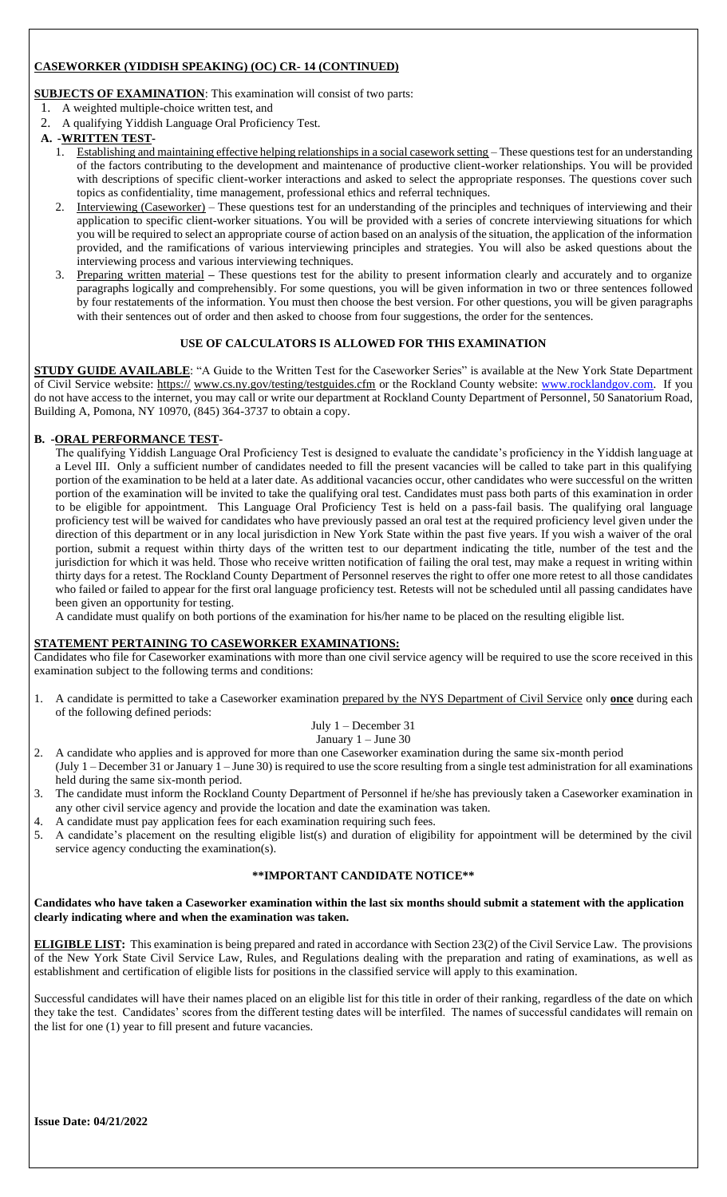## CASEWORKER (YIDDISH SPEAKING) (OC) CR- 14 (CONTINUED)

**SUBJECTS OF EXAMINATION**: This examination will consist of two parts:

1. A weighted multiple-choice written test, and
2. A qualifying Yiddish Language Oral Proficiency Test.

### A. -WRITTEN TEST-

1. Establishing and maintaining effective helping relationships in a social casework setting – These questions test for an understanding of the factors contributing to the development and maintenance of productive client-worker relationships. You will be provided with descriptions of specific client-worker interactions and asked to select the appropriate responses. The questions cover such topics as confidentiality, time management, professional ethics and referral techniques.
2. Interviewing (Caseworker) – These questions test for an understanding of the principles and techniques of interviewing and their application to specific client-worker situations. You will be provided with a series of concrete interviewing situations for which you will be required to select an appropriate course of action based on an analysis of the situation, the application of the information provided, and the ramifications of various interviewing principles and strategies. You will also be asked questions about the interviewing process and various interviewing techniques.
3. Preparing written material – These questions test for the ability to present information clearly and accurately and to organize paragraphs logically and comprehensibly. For some questions, you will be given information in two or three sentences followed by four restatements of the information. You must then choose the best version. For other questions, you will be given paragraphs with their sentences out of order and then asked to choose from four suggestions, the order for the sentences.

**USE OF CALCULATORS IS ALLOWED FOR THIS EXAMINATION**

**STUDY GUIDE AVAILABLE**: "A Guide to the Written Test for the Caseworker Series" is available at the New York State Department of Civil Service website: https:// www.cs.ny.gov/testing/testguides.cfm or the Rockland County website: www.rocklandgov.com. If you do not have access to the internet, you may call or write our department at Rockland County Department of Personnel, 50 Sanatorium Road, Building A, Pomona, NY 10970, (845) 364-3737 to obtain a copy.

### B. -ORAL PERFORMANCE TEST-

The qualifying Yiddish Language Oral Proficiency Test is designed to evaluate the candidate's proficiency in the Yiddish language at a Level III. Only a sufficient number of candidates needed to fill the present vacancies will be called to take part in this qualifying portion of the examination to be held at a later date. As additional vacancies occur, other candidates who were successful on the written portion of the examination will be invited to take the qualifying oral test. Candidates must pass both parts of this examination in order to be eligible for appointment. This Language Oral Proficiency Test is held on a pass-fail basis. The qualifying oral language proficiency test will be waived for candidates who have previously passed an oral test at the required proficiency level given under the direction of this department or in any local jurisdiction in New York State within the past five years. If you wish a waiver of the oral portion, submit a request within thirty days of the written test to our department indicating the title, number of the test and the jurisdiction for which it was held. Those who receive written notification of failing the oral test, may make a request in writing within thirty days for a retest. The Rockland County Department of Personnel reserves the right to offer one more retest to all those candidates who failed or failed to appear for the first oral language proficiency test. Retests will not be scheduled until all passing candidates have been given an opportunity for testing.

A candidate must qualify on both portions of the examination for his/her name to be placed on the resulting eligible list.

### STATEMENT PERTAINING TO CASEWORKER EXAMINATIONS:

Candidates who file for Caseworker examinations with more than one civil service agency will be required to use the score received in this examination subject to the following terms and conditions:

1. A candidate is permitted to take a Caseworker examination prepared by the NYS Department of Civil Service only **once** during each of the following defined periods:

   July 1 – December 31
   January 1 – June 30

2. A candidate who applies and is approved for more than one Caseworker examination during the same six-month period (July 1 – December 31 or January 1 – June 30) is required to use the score resulting from a single test administration for all examinations held during the same six-month period.
3. The candidate must inform the Rockland County Department of Personnel if he/she has previously taken a Caseworker examination in any other civil service agency and provide the location and date the examination was taken.
4. A candidate must pay application fees for each examination requiring such fees.
5. A candidate's placement on the resulting eligible list(s) and duration of eligibility for appointment will be determined by the civil service agency conducting the examination(s).

**\*\*IMPORTANT CANDIDATE NOTICE\*\***

**Candidates who have taken a Caseworker examination within the last six months should submit a statement with the application clearly indicating where and when the examination was taken.**

**ELIGIBLE LIST:** This examination is being prepared and rated in accordance with Section 23(2) of the Civil Service Law. The provisions of the New York State Civil Service Law, Rules, and Regulations dealing with the preparation and rating of examinations, as well as establishment and certification of eligible lists for positions in the classified service will apply to this examination.

Successful candidates will have their names placed on an eligible list for this title in order of their ranking, regardless of the date on which they take the test. Candidates' scores from the different testing dates will be interfiled. The names of successful candidates will remain on the list for one (1) year to fill present and future vacancies.

**Issue Date: 04/21/2022**